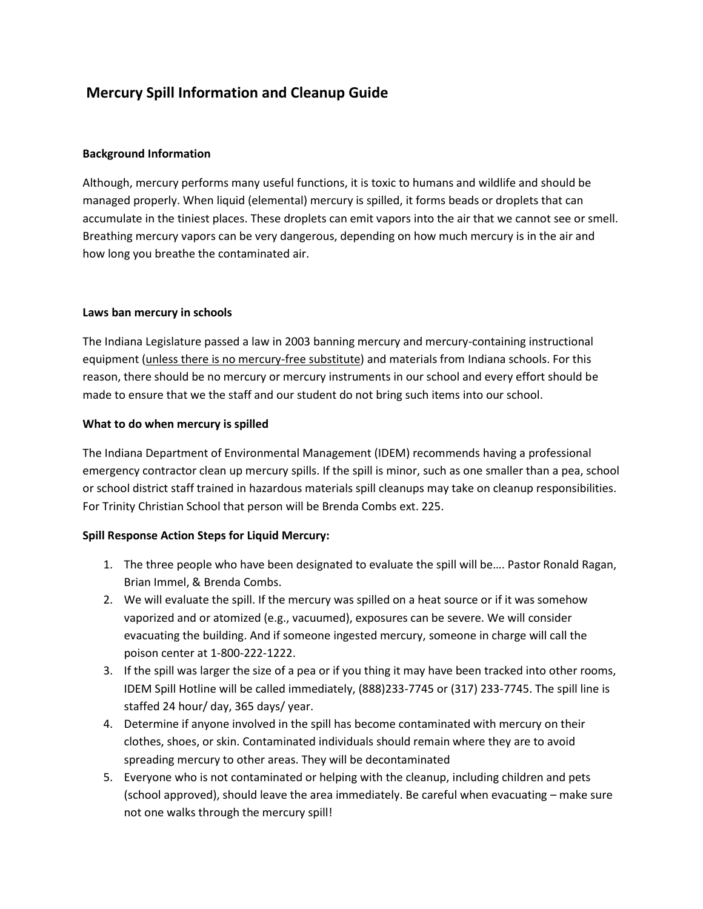# Mercury Spill Information and Cleanup Guide

### Background Information

Although, mercury performs many useful functions, it is toxic to humans and wildlife and should be managed properly. When liquid (elemental) mercury is spilled, it forms beads or droplets that can accumulate in the tiniest places. These droplets can emit vapors into the air that we cannot see or smell. Breathing mercury vapors can be very dangerous, depending on how much mercury is in the air and how long you breathe the contaminated air.

### Laws ban mercury in schools

The Indiana Legislature passed a law in 2003 banning mercury and mercury-containing instructional equipment (<u>unless there is no mercury-free substitute</u>) and materials from Indiana schools. For this reason, there should be no mercury or mercury instruments in our school and every effort should be made to ensure that we the staff and our student do not bring such items into our school.

### What to do when mercury is spilled

The Indiana Department of Environmental Management (IDEM) recommends having a professional emergency contractor clean up mercury spills. If the spill is minor, such as one smaller than a pea, school or school district staff trained in hazardous materials spill cleanups may take on cleanup responsibilities. For Trinity Christian School that person will be Brenda Combs ext. 225.

### Spill Response Action Steps for Liquid Mercury:

1. The three people who have been designated to evaluate the spill will be…. Pastor Ronald Ragan, Brian Immel, & Brenda Combs.
2. We will evaluate the spill. If the mercury was spilled on a heat source or if it was somehow vaporized and or atomized (e.g., vacuumed), exposures can be severe. We will consider evacuating the building. And if someone ingested mercury, someone in charge will call the poison center at 1-800-222-1222.
3. If the spill was larger the size of a pea or if you thing it may have been tracked into other rooms, IDEM Spill Hotline will be called immediately, (888)233-7745 or (317) 233-7745. The spill line is staffed 24 hour/ day, 365 days/ year.
4. Determine if anyone involved in the spill has become contaminated with mercury on their clothes, shoes, or skin. Contaminated individuals should remain where they are to avoid spreading mercury to other areas. They will be decontaminated
5. Everyone who is not contaminated or helping with the cleanup, including children and pets (school approved), should leave the area immediately. Be careful when evacuating – make sure not one walks through the mercury spill!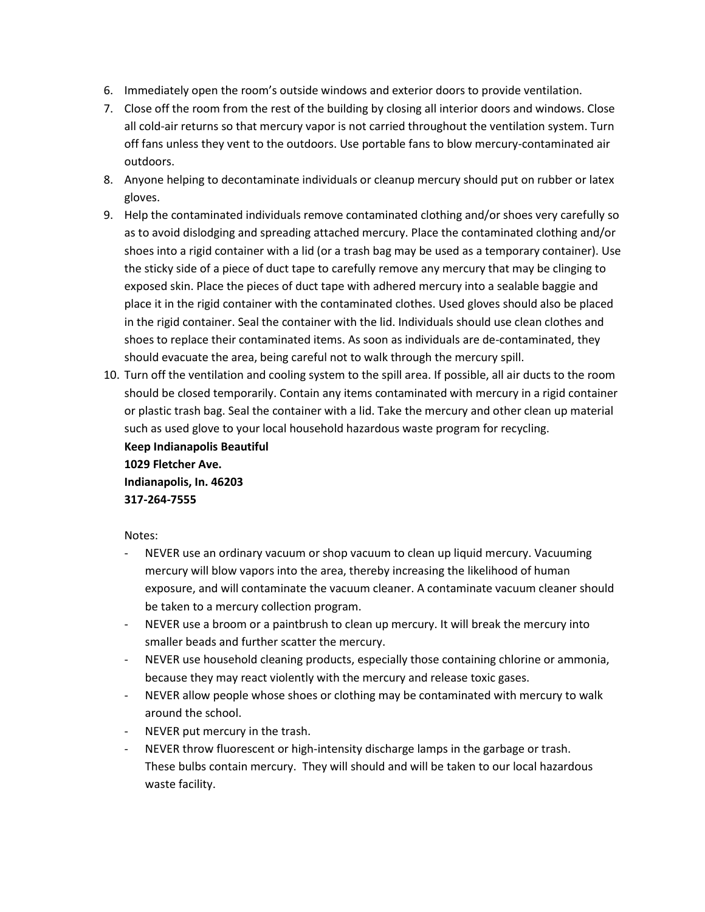6. Immediately open the room's outside windows and exterior doors to provide ventilation.
7. Close off the room from the rest of the building by closing all interior doors and windows. Close all cold-air returns so that mercury vapor is not carried throughout the ventilation system. Turn off fans unless they vent to the outdoors. Use portable fans to blow mercury-contaminated air outdoors.
8. Anyone helping to decontaminate individuals or cleanup mercury should put on rubber or latex gloves.
9. Help the contaminated individuals remove contaminated clothing and/or shoes very carefully so as to avoid dislodging and spreading attached mercury. Place the contaminated clothing and/or shoes into a rigid container with a lid (or a trash bag may be used as a temporary container). Use the sticky side of a piece of duct tape to carefully remove any mercury that may be clinging to exposed skin. Place the pieces of duct tape with adhered mercury into a sealable baggie and place it in the rigid container with the contaminated clothes. Used gloves should also be placed in the rigid container. Seal the container with the lid. Individuals should use clean clothes and shoes to replace their contaminated items. As soon as individuals are de-contaminated, they should evacuate the area, being careful not to walk through the mercury spill.
10. Turn off the ventilation and cooling system to the spill area. If possible, all air ducts to the room should be closed temporarily. Contain any items contaminated with mercury in a rigid container or plastic trash bag. Seal the container with a lid. Take the mercury and other clean up material such as used glove to your local household hazardous waste program for recycling.
    **Keep Indianapolis Beautiful**
    **1029 Fletcher Ave.**
    **Indianapolis, In. 46203**
    **317-264-7555**

    Notes:

    - NEVER use an ordinary vacuum or shop vacuum to clean up liquid mercury. Vacuuming mercury will blow vapors into the area, thereby increasing the likelihood of human exposure, and will contaminate the vacuum cleaner. A contaminate vacuum cleaner should be taken to a mercury collection program.
    - NEVER use a broom or a paintbrush to clean up mercury. It will break the mercury into smaller beads and further scatter the mercury.
    - NEVER use household cleaning products, especially those containing chlorine or ammonia, because they may react violently with the mercury and release toxic gases.
    - NEVER allow people whose shoes or clothing may be contaminated with mercury to walk around the school.
    - NEVER put mercury in the trash.
    - NEVER throw fluorescent or high-intensity discharge lamps in the garbage or trash. These bulbs contain mercury. They will should and will be taken to our local hazardous waste facility.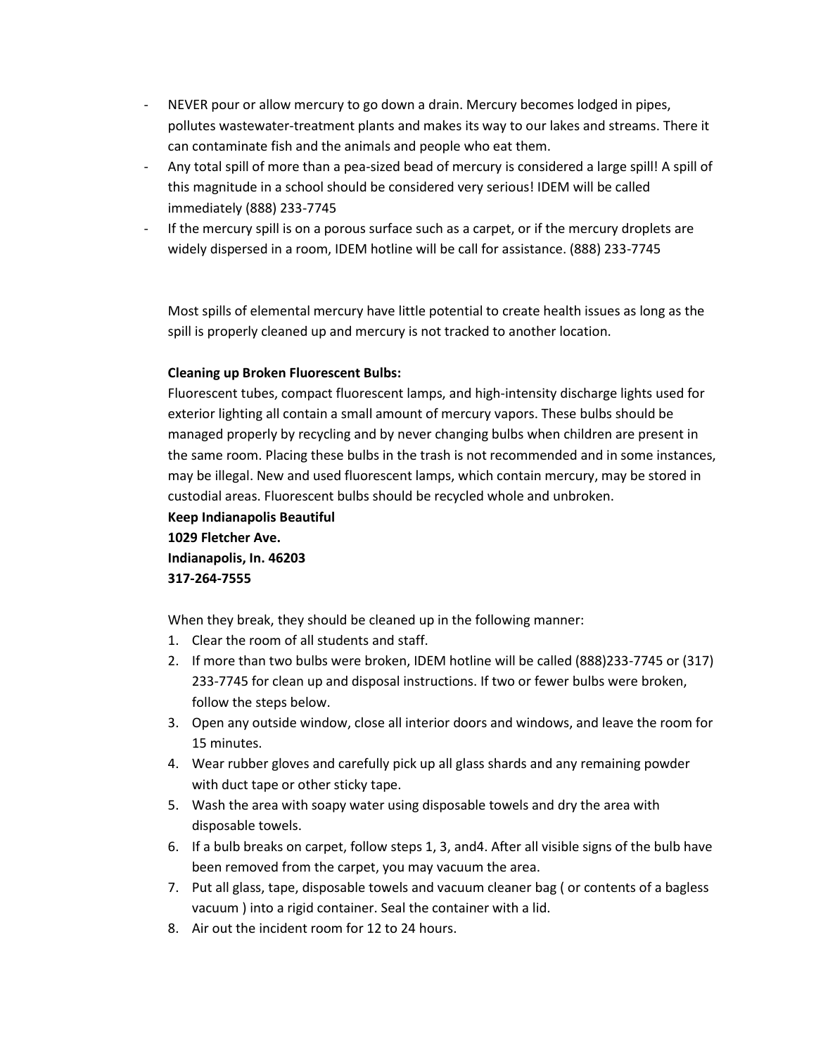- NEVER pour or allow mercury to go down a drain. Mercury becomes lodged in pipes, pollutes wastewater-treatment plants and makes its way to our lakes and streams. There it can contaminate fish and the animals and people who eat them.
- Any total spill of more than a pea-sized bead of mercury is considered a large spill! A spill of this magnitude in a school should be considered very serious! IDEM will be called immediately (888) 233-7745
- If the mercury spill is on a porous surface such as a carpet, or if the mercury droplets are widely dispersed in a room, IDEM hotline will be call for assistance. (888) 233-7745

Most spills of elemental mercury have little potential to create health issues as long as the spill is properly cleaned up and mercury is not tracked to another location.

**Cleaning up Broken Fluorescent Bulbs:**

Fluorescent tubes, compact fluorescent lamps, and high-intensity discharge lights used for exterior lighting all contain a small amount of mercury vapors. These bulbs should be managed properly by recycling and by never changing bulbs when children are present in the same room. Placing these bulbs in the trash is not recommended and in some instances, may be illegal. New and used fluorescent lamps, which contain mercury, may be stored in custodial areas. Fluorescent bulbs should recycled whole and unbroken.

**Keep Indianapolis Beautiful**
**1029 Fletcher Ave.**
**Indianapolis, In. 46203**
**317-264-7555**

When they break, they should be cleaned up in the following manner:

1. Clear the room of all students and staff.
2. If more than two bulbs were broken, IDEM hotline will be called (888)233-7745 or (317) 233-7745 for clean up and disposal instructions. If two or fewer bulbs were broken, follow the steps below.
3. Open any outside window, close all interior doors and windows, and leave the room for 15 minutes.
4. Wear rubber gloves and carefully pick up all glass shards and any remaining powder with duct tape or other sticky tape.
5. Wash the area with soapy water using disposable towels and dry the area with disposable towels.
6. If a bulb breaks on carpet, follow steps 1, 3, and4. After all visible signs of the bulb have been removed from the carpet, you may vacuum the area.
7. Put all glass, tape, disposable towels and vacuum cleaner bag ( or contents of a bagless vacuum ) into a rigid container. Seal the container with a lid.
8. Air out the incident room for 12 to 24 hours.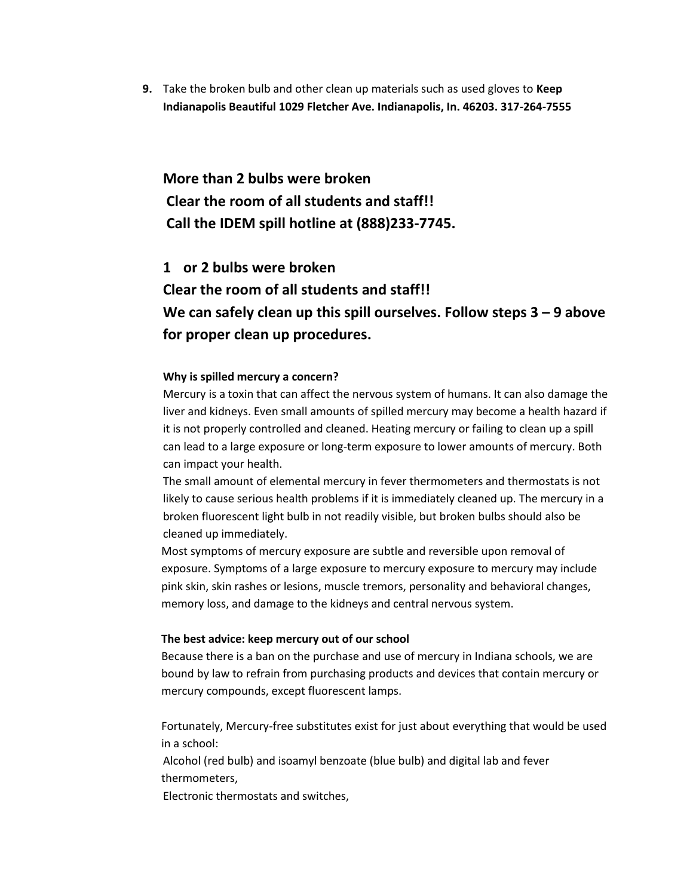9. Take the broken bulb and other clean up materials such as used gloves to **Keep Indianapolis Beautiful 1029 Fletcher Ave. Indianapolis, In. 46203. 317-264-7555**

**More than 2 bulbs were broken**
**Clear the room of all students and staff!!**
**Call the IDEM spill hotline at (888)233-7745.**

**1 or 2 bulbs were broken**
**Clear the room of all students and staff!!**
**We can safely clean up this spill ourselves. Follow steps 3 – 9 above for proper clean up procedures.**

**Why is spilled mercury a concern?**

Mercury is a toxin that can affect the nervous system of humans. It can also damage the liver and kidneys. Even small amounts of spilled mercury may become a health hazard if it is not properly controlled and cleaned. Heating mercury or failing to clean up a spill can lead to a large exposure or long-term exposure to lower amounts of mercury. Both can impact your health.

The small amount of elemental mercury in fever thermometers and thermostats is not likely to cause serious health problems if it is immediately cleaned up. The mercury in a broken fluorescent light bulb in not readily visible, but broken bulbs should also be cleaned up immediately.

Most symptoms of mercury exposure are subtle and reversible upon removal of exposure. Symptoms of a large exposure to mercury exposure to mercury may include pink skin, skin rashes or lesions, muscle tremors, personality and behavioral changes, memory loss, and damage to the kidneys and central nervous system.

**The best advice: keep mercury out of our school**

Because there is a ban on the purchase and use of mercury in Indiana schools, we are bound by law to refrain from purchasing products and devices that contain mercury or mercury compounds, except fluorescent lamps.

Fortunately, Mercury-free substitutes exist for just about everything that would be used in a school:

Alcohol (red bulb) and isoamyl benzoate (blue bulb) and digital lab and fever thermometers,

Electronic thermostats and switches,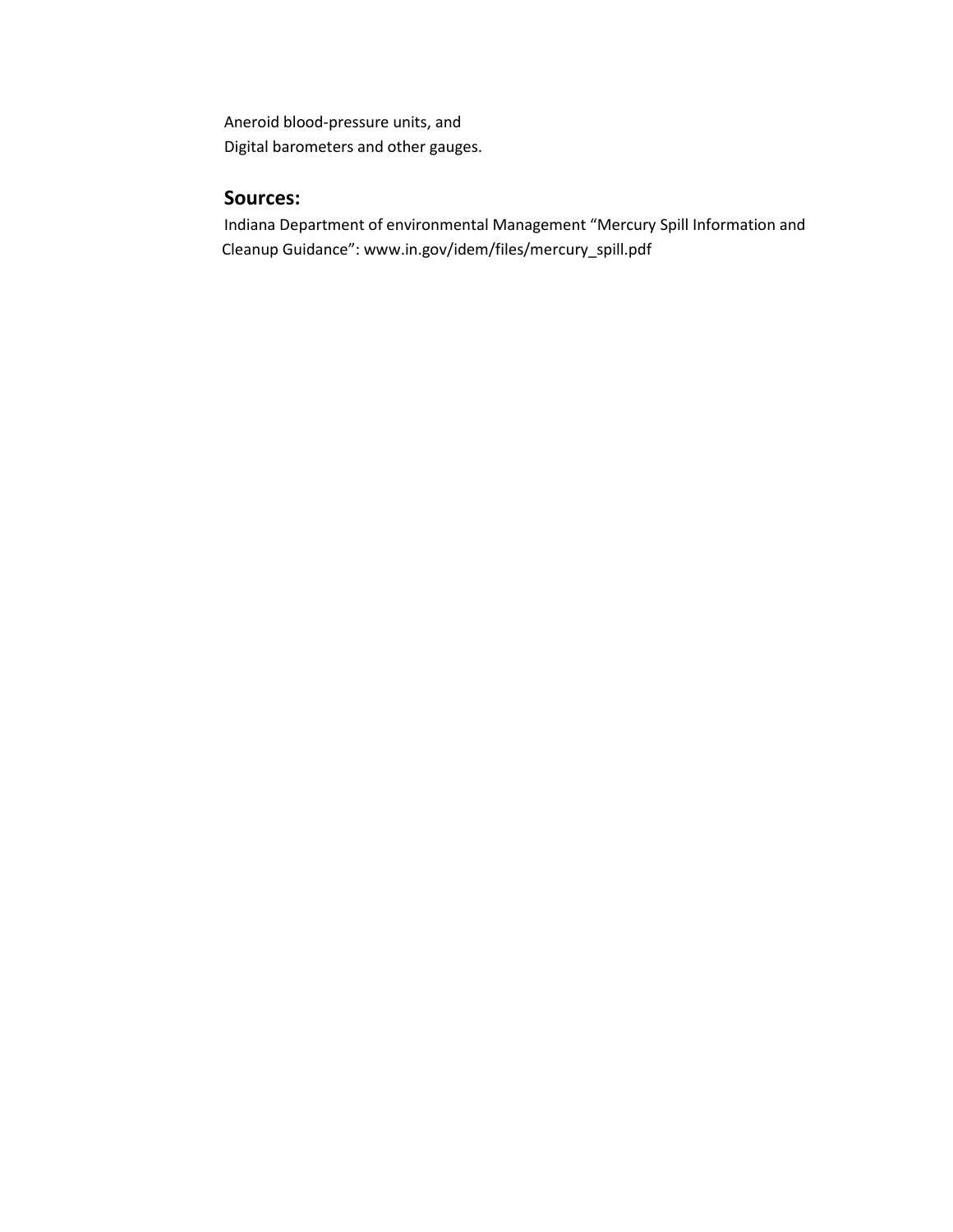Aneroid blood-pressure units, and
Digital barometers and other gauges.

## Sources:

Indiana Department of environmental Management “Mercury Spill Information and Cleanup Guidance”: www.in.gov/idem/files/mercury_spill.pdf